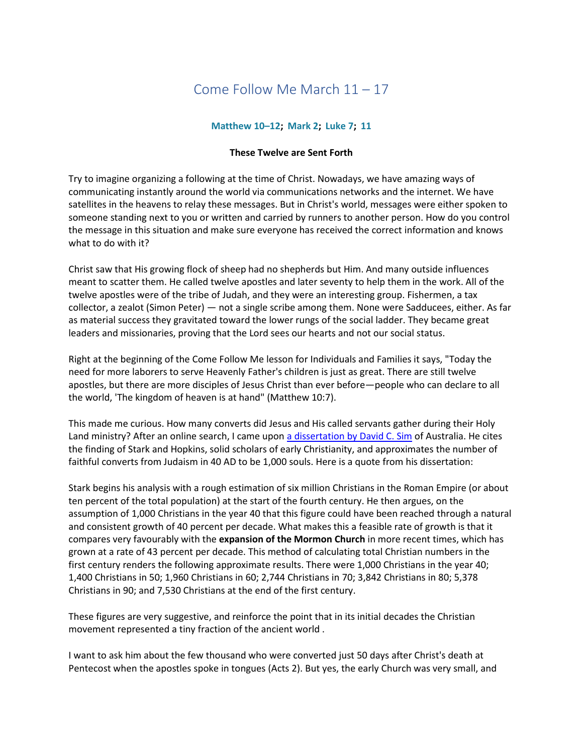# Come Follow Me March 11 – 17

**Matthew 10–12; Mark 2; Luke 7; 11**

**These Twelve are Sent Forth**

Try to imagine organizing a following at the time of Christ. Nowadays, we have amazing ways of communicating instantly around the world via communications networks and the internet. We have satellites in the heavens to relay these messages. But in Christ's world, messages were either spoken to someone standing next to you or written and carried by runners to another person. How do you control the message in this situation and make sure everyone has received the correct information and knows what to do with it?

Christ saw that His growing flock of sheep had no shepherds but Him. And many outside influences meant to scatter them. He called twelve apostles and later seventy to help them in the work. All of the twelve apostles were of the tribe of Judah, and they were an interesting group. Fishermen, a tax collector, a zealot (Simon Peter) — not a single scribe among them. None were Sadducees, either. As far as material success they gravitated toward the lower rungs of the social ladder. They became great leaders and missionaries, proving that the Lord sees our hearts and not our social status.

Right at the beginning of the Come Follow Me lesson for Individuals and Families it says, "Today the need for more laborers to serve Heavenly Father's children is just as great. There are still twelve apostles, but there are more disciples of Jesus Christ than ever before—people who can declare to all the world, 'The kingdom of heaven is at hand" (Matthew 10:7).

This made me curious. How many converts did Jesus and His called servants gather during their Holy Land ministry? After an online search, I came upon [a dissertation by David C. Sim] of Australia. He cites the finding of Stark and Hopkins, solid scholars of early Christianity, and approximates the number of faithful converts from Judaism in 40 AD to be 1,000 souls. Here is a quote from his dissertation:

Stark begins his analysis with a rough estimation of six million Christians in the Roman Empire (or about ten percent of the total population) at the start of the fourth century. He then argues, on the assumption of 1,000 Christians in the year 40 that this figure could have been reached through a natural and consistent growth of 40 percent per decade. What makes this a feasible rate of growth is that it compares very favourably with the **expansion of the Mormon Church** in more recent times, which has grown at a rate of 43 percent per decade. This method of calculating total Christian numbers in the first century renders the following approximate results. There were 1,000 Christians in the year 40; 1,400 Christians in 50; 1,960 Christians in 60; 2,744 Christians in 70; 3,842 Christians in 80; 5,378 Christians in 90; and 7,530 Christians at the end of the first century.

These figures are very suggestive, and reinforce the point that in its initial decades the Christian movement represented a tiny fraction of the ancient world .

I want to ask him about the few thousand who were converted just 50 days after Christ's death at Pentecost when the apostles spoke in tongues (Acts 2). But yes, the early Church was very small, and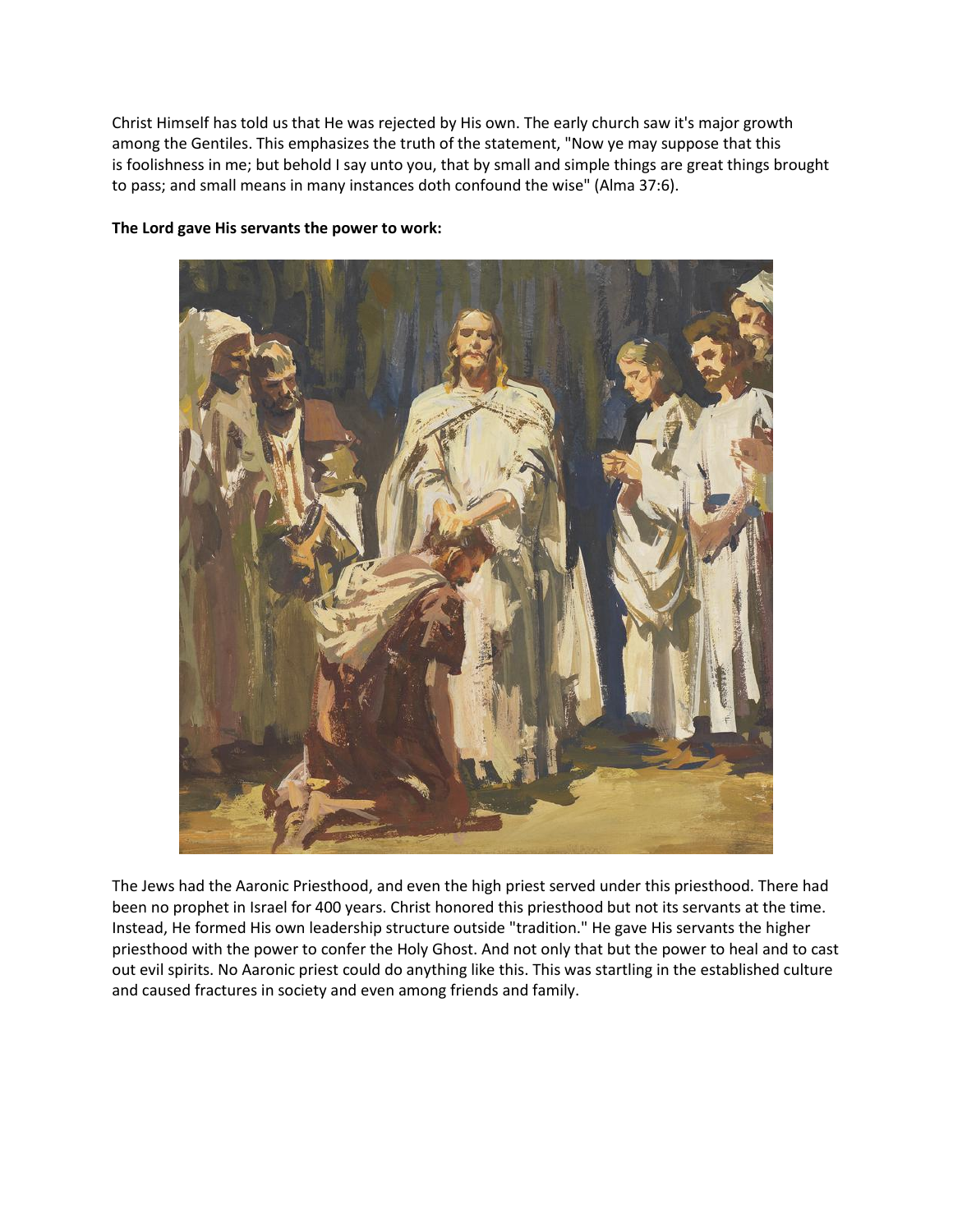Christ Himself has told us that He was rejected by His own. The early church saw it's major growth among the Gentiles. This emphasizes the truth of the statement, "Now ye may suppose that this is foolishness in me; but behold I say unto you, that by small and simple things are great things brought to pass; and small means in many instances doth confound the wise" (Alma 37:6).

**The Lord gave His servants the power to work:**

The Jews had the Aaronic Priesthood, and even the high priest served under this priesthood. There had been no prophet in Israel for 400 years. Christ honored this priesthood but not its servants at the time. Instead, He formed His own leadership structure outside "tradition." He gave His servants the higher priesthood with the power to confer the Holy Ghost. And not only that but the power to heal and to cast out evil spirits. No Aaronic priest could do anything like this. This was startling in the established culture and caused fractures in society and even among friends and family.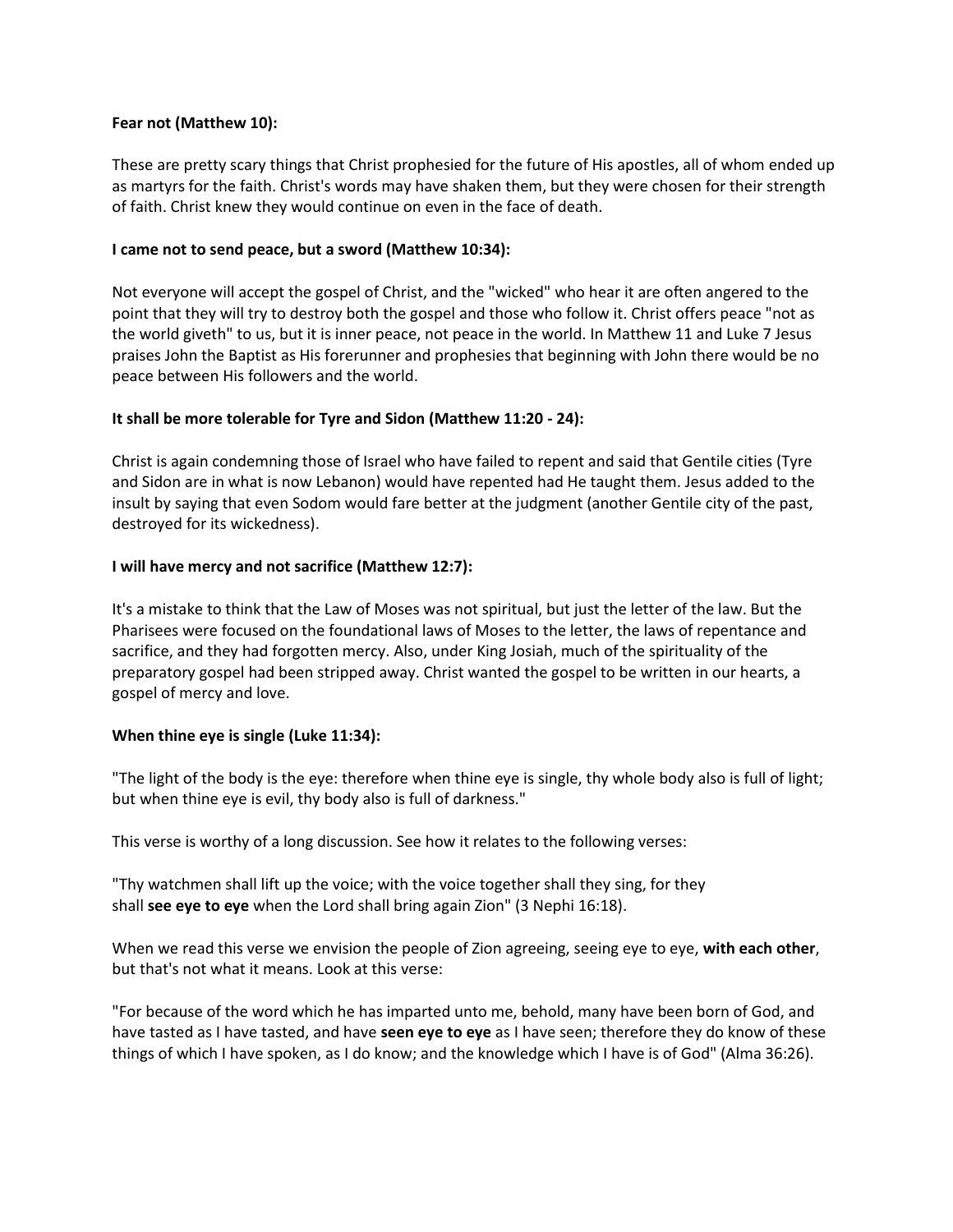**Fear not (Matthew 10):**

These are pretty scary things that Christ prophesied for the future of His apostles, all of whom ended up as martyrs for the faith. Christ's words may have shaken them, but they were chosen for their strength of faith. Christ knew they would continue on even in the face of death.

**I came not to send peace, but a sword (Matthew 10:34):**

Not everyone will accept the gospel of Christ, and the "wicked" who hear it are often angered to the point that they will try to destroy both the gospel and those who follow it. Christ offers peace "not as the world giveth" to us, but it is inner peace, not peace in the world. In Matthew 11 and Luke 7 Jesus praises John the Baptist as His forerunner and prophesies that beginning with John there would be no peace between His followers and the world.

**It shall be more tolerable for Tyre and Sidon (Matthew 11:20 - 24):**

Christ is again condemning those of Israel who have failed to repent and said that Gentile cities (Tyre and Sidon are in what is now Lebanon) would have repented had He taught them. Jesus added to the insult by saying that even Sodom would fare better at the judgment (another Gentile city of the past, destroyed for its wickedness).

**I will have mercy and not sacrifice (Matthew 12:7):**

It's a mistake to think that the Law of Moses was not spiritual, but just the letter of the law. But the Pharisees were focused on the foundational laws of Moses to the letter, the laws of repentance and sacrifice, and they had forgotten mercy. Also, under King Josiah, much of the spirituality of the preparatory gospel had been stripped away. Christ wanted the gospel to be written in our hearts, a gospel of mercy and love.

**When thine eye is single (Luke 11:34):**

"The light of the body is the eye: therefore when thine eye is single, thy whole body also is full of light; but when thine eye is evil, thy body also is full of darkness."

This verse is worthy of a long discussion. See how it relates to the following verses:

"Thy watchmen shall lift up the voice; with the voice together shall they sing, for they shall **see eye to eye** when the Lord shall bring again Zion" (3 Nephi 16:18).

When we read this verse we envision the people of Zion agreeing, seeing eye to eye, **with each other**, but that's not what it means. Look at this verse:

"For because of the word which he has imparted unto me, behold, many have been born of God, and have tasted as I have tasted, and have **seen eye to eye** as I have seen; therefore they do know of these things of which I have spoken, as I do know; and the knowledge which I have is of God" (Alma 36:26).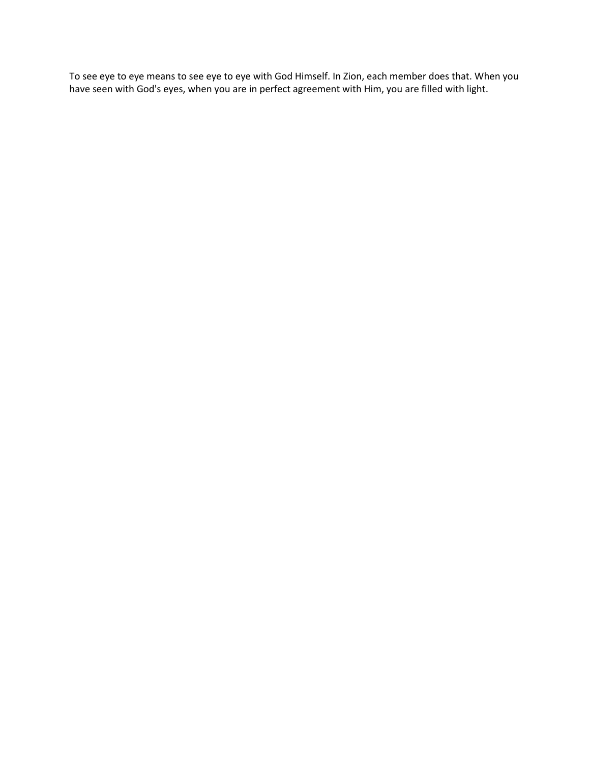To see eye to eye means to see eye to eye with God Himself. In Zion, each member does that. When you have seen with God's eyes, when you are in perfect agreement with Him, you are filled with light.